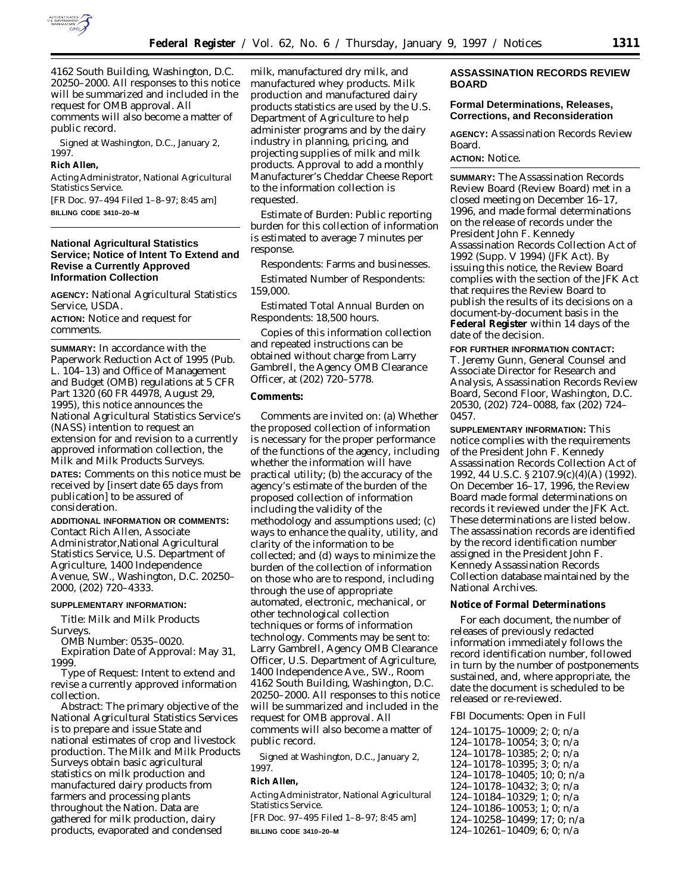4162 South Building, Washington, D.C. 20250–2000. All responses to this notice will be summarized and included in the request for OMB approval. All comments will also become a matter of public record.

Signed at Washington, D.C., January 2, 1997.

**Rich Allen,**

*Acting Administrator, National Agricultural Statistics Service.*

[FR Doc. 97–494 Filed 1–8–97; 8:45 am]

**BILLING CODE 3410–20–M**

## National Agricultural Statistics Service; Notice of Intent To Extend and Revise a Currently Approved Information Collection

**AGENCY:** National Agricultural Statistics Service, USDA.

**ACTION:** Notice and request for comments.

**SUMMARY:** In accordance with the Paperwork Reduction Act of 1995 (Pub. L. 104–13) and Office of Management and Budget (OMB) regulations at 5 CFR Part 1320 (60 FR 44978, August 29, 1995), this notice announces the National Agricultural Statistics Service's (NASS) intention to request an extension for and revision to a currently approved information collection, the Milk and Milk Products Surveys.

**DATES:** Comments on this notice must be received by [insert date 65 days from publication] to be assured of consideration.

**ADDITIONAL INFORMATION OR COMMENTS:** Contact Rich Allen, Associate Administrator,National Agricultural Statistics Service, U.S. Department of Agriculture, 1400 Independence Avenue, SW., Washington, D.C. 20250–2000, (202) 720–4333.

**SUPPLEMENTARY INFORMATION:**

*Title:* Milk and Milk Products Surveys.

*OMB Number:* 0535–0020.

*Expiration Date of Approval:* May 31, 1999.

*Type of Request:* Intent to extend and revise a currently approved information collection.

*Abstract:* The primary objective of the National Agricultural Statistics Services is to prepare and issue State and national estimates of crop and livestock production. The Milk and Milk Products Surveys obtain basic agricultural statistics on milk production and manufactured dairy products from farmers and processing plants throughout the Nation. Data are gathered for milk production, dairy products, evaporated and condensed milk, manufactured dry milk, and manufactured whey products. Milk production and manufactured dairy products statistics are used by the U.S. Department of Agriculture to help administer programs and by the dairy industry in planning, pricing, and projecting supplies of milk and milk products. Approval to add a monthly Manufacturer's Cheddar Cheese Report to the information collection is requested.

*Estimate of Burden:* Public reporting burden for this collection of information is estimated to average 7 minutes per response.

*Respondents:* Farms and businesses.

*Estimated Number of Respondents:* 159,000.

*Estimated Total Annual Burden on Respondents:* 18,500 hours.

Copies of this information collection and repeated instructions can be obtained without charge from Larry Gambrell, the Agency OMB Clearance Officer, at (202) 720–5778.

### Comments:

Comments are invited on: (a) Whether the proposed collection of information is necessary for the proper performance of the functions of the agency, including whether the information will have practical utility; (b) the accuracy of the agency's estimate of the burden of the proposed collection of information including the validity of the methodology and assumptions used; (c) ways to enhance the quality, utility, and clarity of the information to be collected; and (d) ways to minimize the burden of the collection of information on those who are to respond, including through the use of appropriate automated, electronic, mechanical, or other technological collection techniques or forms of information technology. Comments may be sent to: Larry Gambrell, Agency OMB Clearance Officer, U.S. Department of Agriculture, 1400 Independence Ave., SW., Room 4162 South Building, Washington, D.C. 20250–2000. All responses to this notice will be summarized and included in the request for OMB approval. All comments will also become a matter of public record.

Signed at Washington, D.C., January 2, 1997.

**Rich Allen,**

*Acting Administrator, National Agricultural Statistics Service.*

[FR Doc. 97–495 Filed 1–8–97; 8:45 am]

**BILLING CODE 3410–20–M**

## ASSASSINATION RECORDS REVIEW BOARD

### Formal Determinations, Releases, Corrections, and Reconsideration

**AGENCY:** Assassination Records Review Board.

**ACTION:** Notice.

**SUMMARY:** The Assassination Records Review Board (Review Board) met in a closed meeting on December 16–17, 1996, and made formal determinations on the release of records under the President John F. Kennedy Assassination Records Collection Act of 1992 (Supp. V 1994) (JFK Act). By issuing this notice, the Review Board complies with the section of the JFK Act that requires the Review Board to publish the results of its decisions on a document-by-document basis in the **Federal Register** within 14 days of the date of the decision.

**FOR FURTHER INFORMATION CONTACT:** T. Jeremy Gunn, General Counsel and Associate Director for Research and Analysis, Assassination Records Review Board, Second Floor, Washington, D.C. 20530, (202) 724–0088, fax (202) 724–0457.

**SUPPLEMENTARY INFORMATION:** This notice complies with the requirements of the President John F. Kennedy Assassination Records Collection Act of 1992, 44 U.S.C. § 2107.9(c)(4)(A) (1992). On December 16–17, 1996, the Review Board made formal determinations on records it reviewed under the JFK Act. These determinations are listed below. The assassination records are identified by the record identification number assigned in the President John F. Kennedy Assassination Records Collection database maintained by the National Archives.

### Notice of Formal Determinations

For each document, the number of releases of previously redacted information immediately follows the record identification number, followed in turn by the number of postponements sustained, and, where appropriate, the date the document is scheduled to be released or re-reviewed.

FBI Documents: Open in Full

124–10175–10009; 2; 0; n/a
124–10178–10054; 3; 0; n/a
124–10178–10385; 2; 0; n/a
124–10178–10395; 3; 0; n/a
124–10178–10405; 10; 0; n/a
124–10178–10432; 3; 0; n/a
124–10184–10329; 1; 0; n/a
124–10186–10053; 1; 0; n/a
124–10258–10499; 17; 0; n/a
124–10261–10409; 6; 0; n/a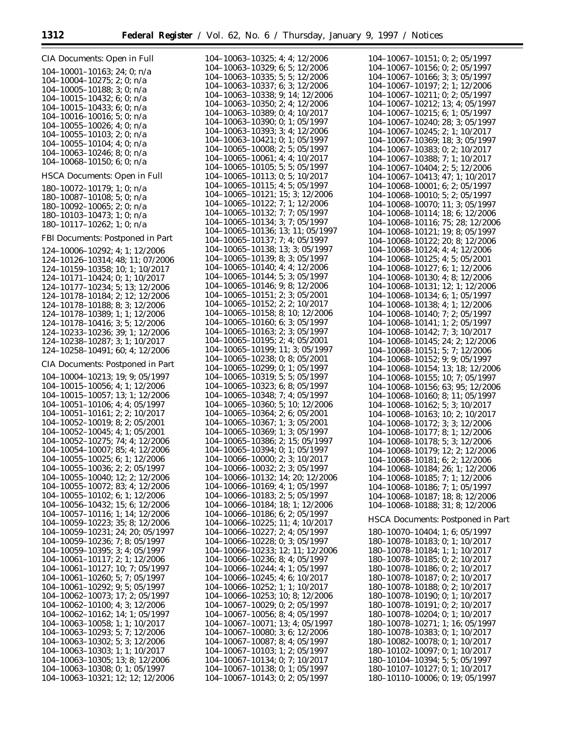CIA Documents: Open in Full

104–10001–10163; 24; 0; n/a
104–10004–10275; 2; 0; n/a
104–10005–10188; 3; 0; n/a
104–10015–10432; 6; 0; n/a
104–10015–10433; 6; 0; n/a
104–10016–10016; 5; 0; n/a
104–10055–10026; 4; 0; n/a
104–10055–10103; 2; 0; n/a
104–10055–10104; 4; 0; n/a
104–10063–10246; 8; 0; n/a
104–10068–10150; 6; 0; n/a

HSCA Documents: Open in Full

180–10072–10179; 1; 0; n/a
180–10087–10108; 5; 0; n/a
180–10092–10065; 2; 0; n/a
180–10103–10473; 1; 0; n/a
180–10117–10262; 1; 0; n/a

FBI Documents: Postponed in Part

124–10006–10292; 4; 1; 12/2006
124–10126–10314; 48; 11; 07/2006
124–10159–10358; 10; 1; 10/2017
124–10171–10424; 0; 1; 10/2017
124–10177–10234; 5; 13; 12/2006
124–10178–10184; 2; 12; 12/2006
124–10178–10188; 8; 3; 12/2006
124–10178–10389; 1; 1; 12/2006
124–10178–10416; 3; 5; 12/2006
124–10233–10236; 39; 1; 12/2006
124–10238–10287; 3; 1; 10/2017
124–10258–10491; 60; 4; 12/2006

CIA Documents: Postponed in Part

104–10004–10213; 19; 9; 05/1997
104–10015–10056; 4; 1; 12/2006
104–10015–10057; 13; 1; 12/2006
104–10051–10106; 4; 4; 05/1997
104–10051–10161; 2; 2; 10/2017
104–10052–10019; 8; 2; 05/2001
104–10052–10045; 4; 1; 05/2001
104–10052–10275; 74; 4; 12/2006
104–10054–10007; 85; 4; 12/2006
104–10055–10025; 6; 1; 12/2006
104–10055–10036; 2; 2; 05/1997
104–10055–10040; 12; 2; 12/2006
104–10055–10072; 83; 4; 12/2006
104–10055–10102; 6; 1; 12/2006
104–10056–10432; 15; 6; 12/2006
104–10057–10116; 1; 14; 12/2006
104–10059–10223; 35; 8; 12/2006
104–10059–10231; 24; 20; 05/1997
104–10059–10236; 7; 8; 05/1997
104–10059–10395; 3; 4; 05/1997
104–10061–10117; 2; 1; 12/2006
104–10061–10127; 10; 7; 05/1997
104–10061–10260; 5; 7; 05/1997
104–10061–10292; 9; 5; 05/1997
104–10062–10073; 17; 2; 05/1997
104–10062–10100; 4; 3; 12/2006
104–10062–10162; 14; 1; 05/1997
104–10063–10058; 1; 1; 10/2017
104–10063–10293; 5; 7; 12/2006
104–10063–10302; 5; 3; 12/2006
104–10063–10303; 1; 1; 10/2017
104–10063–10305; 13; 8; 12/2006
104–10063–10308; 0; 1; 05/1997
104–10063–10321; 12; 12; 12/2006
104–10063–10325; 4; 4; 12/2006
104–10063–10329; 6; 5; 12/2006
104–10063–10335; 5; 5; 12/2006
104–10063–10337; 6; 3; 12/2006
104–10063–10338; 9; 14; 12/2006
104–10063–10350; 2; 4; 12/2006
104–10063–10389; 0; 4; 10/2017
104–10063–10390; 0; 1; 05/1997
104–10063–10393; 3; 4; 12/2006
104–10063–10421; 0; 1; 05/1997
104–10065–10008; 2; 5; 05/1997
104–10065–10061; 4; 4; 10/2017
104–10065–10105; 5; 5; 05/1997
104–10065–10113; 0; 5; 10/2017
104–10065–10115; 4; 5; 05/1997
104–10065–10121; 15; 3; 12/2006
104–10065–10122; 7; 1; 12/2006
104–10065–10132; 7; 7; 05/1997
104–10065–10134; 3; 7; 05/1997
104–10065–10136; 13; 11; 05/1997
104–10065–10137; 7; 4; 05/1997
104–10065–10138; 13; 3; 05/1997
104–10065–10139; 8; 3; 05/1997
104–10065–10140; 4; 4; 12/2006
104–10065–10144; 5; 3; 05/1997
104–10065–10146; 9; 8; 12/2006
104–10065–10151; 2; 3; 05/2001
104–10065–10152; 2; 2; 10/2017
104–10065–10158; 8; 10; 12/2006
104–10065–10160; 6; 3; 05/1997
104–10065–10163; 2; 3; 05/1997
104–10065–10195; 2; 4; 05/2001
104–10065–10199; 11; 3; 05/1997
104–10065–10238; 0; 8; 05/2001
104–10065–10299; 0; 1; 05/1997
104–10065–10319; 5; 5; 05/1997
104–10065–10323; 6; 8; 05/1997
104–10065–10348; 7; 4; 05/1997
104–10065–10360; 5; 10; 12/2006
104–10065–10364; 2; 6; 05/2001
104–10065–10367; 1; 3; 05/2001
104–10065–10369; 1; 3; 05/1997
104–10065–10386; 2; 15; 05/1997
104–10065–10394; 0; 1; 05/1997
104–10066–10000; 2; 3; 10/2017
104–10066–10032; 2; 3; 05/1997
104–10066–10132; 14; 20; 12/2006
104–10066–10169; 4; 1; 05/1997
104–10066–10183; 2; 5; 05/1997
104–10066–10184; 18; 1; 12/2006
104–10066–10186; 6; 2; 05/1997
104–10066–10225; 11; 4; 10/2017
104–10066–10227; 2; 4; 05/1997
104–10066–10228; 0; 3; 05/1997
104–10066–10233; 12; 11; 12/2006
104–10066–10236; 8; 4; 05/1997
104–10066–10244; 4; 1; 05/1997
104–10066–10245; 4; 6; 10/2017
104–10066–10252; 1; 1; 10/2017
104–10066–10253; 10; 8; 12/2006
104–10067–10029; 0; 2; 05/1997
104–10067–10056; 8; 4; 05/1997
104–10067–10071; 13; 4; 05/1997
104–10067–10080; 3; 6; 12/2006
104–10067–10087; 8; 4; 05/1997
104–10067–10103; 1; 2; 05/1997
104–10067–10134; 0; 7; 10/2017
104–10067–10138; 0; 1; 05/1997
104–10067–10143; 0; 2; 05/1997
104–10067–10151; 0; 2; 05/1997
104–10067–10156; 0; 2; 05/1997
104–10067–10166; 3; 3; 05/1997
104–10067–10197; 2; 1; 12/2006
104–10067–10211; 0; 2; 05/1997
104–10067–10212; 13; 4; 05/1997
104–10067–10215; 6; 1; 05/1997
104–10067–10240; 28; 3; 05/1997
104–10067–10245; 2; 1; 10/2017
104–10067–10369; 18; 3; 05/1997
104–10067–10383; 0; 2; 10/2017
104–10067–10388; 7; 1; 10/2017
104–10067–10404; 2; 5; 12/2006
104–10067–10413; 47; 1; 10/2017
104–10068–10001; 6; 2; 05/1997
104–10068–10010; 5; 2; 05/1997
104–10068–10070; 11; 3; 05/1997
104–10068–10114; 18; 6; 12/2006
104–10068–10116; 75; 28; 12/2006
104–10068–10121; 19; 8; 05/1997
104–10068–10122; 20; 8; 12/2006
104–10068–10124; 4; 4; 12/2006
104–10068–10125; 4; 5; 05/2001
104–10068–10127; 6; 1; 12/2006
104–10068–10130; 4; 8; 12/2006
104–10068–10131; 12; 1; 12/2006
104–10068–10134; 6; 1; 05/1997
104–10068–10138; 4; 1; 12/2006
104–10068–10140; 7; 2; 05/1997
104–10068–10141; 1; 2; 05/1997
104–10068–10142; 7; 3; 10/2017
104–10068–10145; 24; 2; 12/2006
104–10068–10151; 5; 7; 12/2006
104–10068–10152; 9; 9; 05/1997
104–10068–10154; 13; 18; 12/2006
104–10068–10155; 10; 7; 05/1997
104–10068–10156; 63; 95; 12/2006
104–10068–10160; 8; 11; 05/1997
104–10068–10162; 5; 3; 10/2017
104–10068–10163; 10; 2; 10/2017
104–10068–10172; 3; 3; 12/2006
104–10068–10177; 8; 1; 12/2006
104–10068–10178; 5; 3; 12/2006
104–10068–10179; 12; 2; 12/2006
104–10068–10181; 6; 2; 12/2006
104–10068–10184; 26; 1; 12/2006
104–10068–10185; 7; 1; 12/2006
104–10068–10186; 7; 1; 05/1997
104–10068–10187; 18; 8; 12/2006
104–10068–10188; 31; 8; 12/2006

HSCA Documents: Postponed in Part

180–10070–10404; 1; 6; 05/1997
180–10078–10183; 0; 1; 10/2017
180–10078–10184; 1; 1; 10/2017
180–10078–10185; 0; 2; 10/2017
180–10078–10186; 0; 2; 10/2017
180–10078–10187; 0; 2; 10/2017
180–10078–10188; 0; 2; 10/2017
180–10078–10190; 0; 1; 10/2017
180–10078–10191; 0; 2; 10/2017
180–10078–10204; 0; 1; 10/2017
180–10078–10271; 1; 16; 05/1997
180–10078–10383; 0; 1; 10/2017
180–10082–10078; 0; 1; 10/2017
180–10102–10097; 0; 1; 10/2017
180–10104–10394; 5; 5; 05/1997
180–10107–10127; 0; 1; 10/2017
180–10110–10006; 0; 19; 05/1997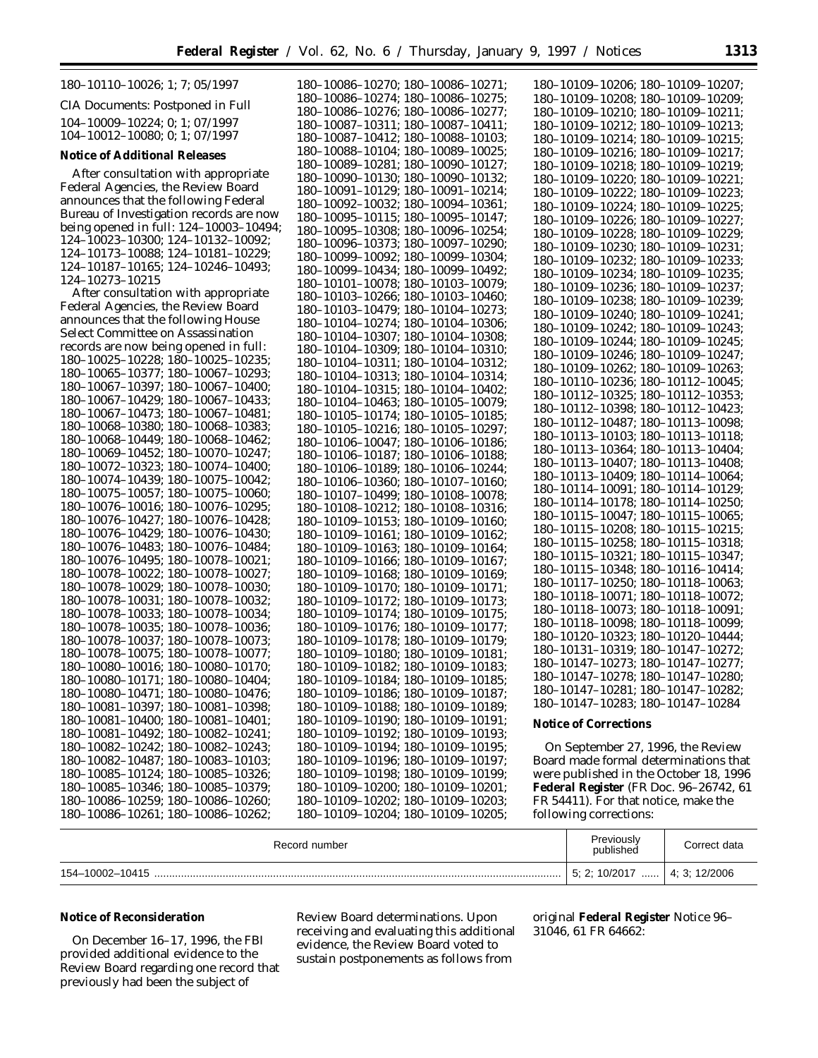180–10110–10026; 1; 7; 05/1997

CIA Documents: Postponed in Full

104–10009–10224; 0; 1; 07/1997
104–10012–10080; 0; 1; 07/1997

**Notice of Additional Releases**

After consultation with appropriate Federal Agencies, the Review Board announces that the following Federal Bureau of Investigation records are now being opened in full: 124–10003–10494; 124–10023–10300; 124–10132–10092; 124–10173–10088; 124–10181–10229; 124–10187–10165; 124–10246–10493; 124–10273–10215

After consultation with appropriate Federal Agencies, the Review Board announces that the following House Select Committee on Assassination records are now being opened in full: 180–10025–10228; 180–10025–10235; 180–10065–10377; 180–10067–10293; 180–10067–10397; 180–10067–10400; 180–10067–10429; 180–10067–10433; 180–10067–10473; 180–10067–10481; 180–10068–10380; 180–10068–10383; 180–10068–10449; 180–10068–10462; 180–10069–10452; 180–10070–10247; 180–10072–10323; 180–10074–10400; 180–10074–10439; 180–10075–10042; 180–10075–10057; 180–10075–10060; 180–10076–10016; 180–10076–10295; 180–10076–10427; 180–10076–10428; 180–10076–10429; 180–10076–10430; 180–10076–10483; 180–10076–10484; 180–10076–10495; 180–10078–10021; 180–10078–10022; 180–10078–10027; 180–10078–10029; 180–10078–10030; 180–10078–10031; 180–10078–10032; 180–10078–10033; 180–10078–10034; 180–10078–10035; 180–10078–10036; 180–10078–10037; 180–10078–10073; 180–10078–10075; 180–10078–10077; 180–10080–10016; 180–10080–10170; 180–10080–10171; 180–10080–10404; 180–10080–10471; 180–10080–10476; 180–10081–10397; 180–10081–10398; 180–10081–10400; 180–10081–10401; 180–10081–10492; 180–10082–10241; 180–10082–10242; 180–10082–10243; 180–10082–10487; 180–10083–10103; 180–10085–10124; 180–10085–10326; 180–10085–10346; 180–10085–10379; 180–10086–10259; 180–10086–10260; 180–10086–10261; 180–10086–10262; 180–10086–10270; 180–10086–10271; 180–10086–10274; 180–10086–10275; 180–10086–10276; 180–10086–10277; 180–10087–10311; 180–10087–10411; 180–10087–10412; 180–10088–10103; 180–10088–10104; 180–10089–10025; 180–10089–10281; 180–10090–10127; 180–10090–10130; 180–10090–10132; 180–10091–10129; 180–10091–10214; 180–10092–10032; 180–10094–10361; 180–10095–10115; 180–10095–10147; 180–10095–10308; 180–10096–10254; 180–10096–10373; 180–10097–10290; 180–10099–10092; 180–10099–10304; 180–10099–10434; 180–10099–10492; 180–10101–10078; 180–10103–10079; 180–10103–10266; 180–10103–10460; 180–10103–10479; 180–10104–10273; 180–10104–10274; 180–10104–10306; 180–10104–10307; 180–10104–10308; 180–10104–10309; 180–10104–10310; 180–10104–10311; 180–10104–10312; 180–10104–10313; 180–10104–10314; 180–10104–10315; 180–10104–10402; 180–10104–10463; 180–10105–10079; 180–10105–10174; 180–10105–10185; 180–10105–10216; 180–10105–10297; 180–10106–10047; 180–10106–10186; 180–10106–10187; 180–10106–10188; 180–10106–10189; 180–10106–10244; 180–10106–10360; 180–10107–10160; 180–10107–10499; 180–10108–10078; 180–10108–10212; 180–10108–10316; 180–10109–10153; 180–10109–10160; 180–10109–10161; 180–10109–10162; 180–10109–10163; 180–10109–10164; 180–10109–10166; 180–10109–10167; 180–10109–10168; 180–10109–10169; 180–10109–10170; 180–10109–10171; 180–10109–10172; 180–10109–10173; 180–10109–10174; 180–10109–10175; 180–10109–10176; 180–10109–10177; 180–10109–10178; 180–10109–10179; 180–10109–10180; 180–10109–10181; 180–10109–10182; 180–10109–10183; 180–10109–10184; 180–10109–10185; 180–10109–10186; 180–10109–10187; 180–10109–10188; 180–10109–10189; 180–10109–10190; 180–10109–10191; 180–10109–10192; 180–10109–10193; 180–10109–10194; 180–10109–10195; 180–10109–10196; 180–10109–10197; 180–10109–10198; 180–10109–10199; 180–10109–10200; 180–10109–10201; 180–10109–10202; 180–10109–10203; 180–10109–10204; 180–10109–10205; 180–10109–10206; 180–10109–10207; 180–10109–10208; 180–10109–10209; 180–10109–10210; 180–10109–10211; 180–10109–10212; 180–10109–10213; 180–10109–10214; 180–10109–10215; 180–10109–10216; 180–10109–10217; 180–10109–10218; 180–10109–10219; 180–10109–10220; 180–10109–10221; 180–10109–10222; 180–10109–10223; 180–10109–10224; 180–10109–10225; 180–10109–10226; 180–10109–10227; 180–10109–10228; 180–10109–10229; 180–10109–10230; 180–10109–10231; 180–10109–10232; 180–10109–10233; 180–10109–10234; 180–10109–10235; 180–10109–10236; 180–10109–10237; 180–10109–10238; 180–10109–10239; 180–10109–10240; 180–10109–10241; 180–10109–10242; 180–10109–10243; 180–10109–10244; 180–10109–10245; 180–10109–10246; 180–10109–10247; 180–10109–10262; 180–10109–10263; 180–10110–10236; 180–10112–10045; 180–10112–10325; 180–10112–10353; 180–10112–10398; 180–10112–10423; 180–10112–10487; 180–10113–10098; 180–10113–10103; 180–10113–10118; 180–10113–10364; 180–10113–10404; 180–10113–10407; 180–10113–10408; 180–10113–10409; 180–10114–10064; 180–10114–10091; 180–10114–10129; 180–10114–10178; 180–10114–10250; 180–10115–10047; 180–10115–10065; 180–10115–10208; 180–10115–10215; 180–10115–10258; 180–10115–10318; 180–10115–10321; 180–10115–10347; 180–10115–10348; 180–10116–10414; 180–10117–10250; 180–10118–10063; 180–10118–10071; 180–10118–10072; 180–10118–10073; 180–10118–10091; 180–10118–10098; 180–10118–10099; 180–10120–10323; 180–10120–10444; 180–10131–10319; 180–10147–10272; 180–10147–10273; 180–10147–10277; 180–10147–10278; 180–10147–10280; 180–10147–10281; 180–10147–10282; 180–10147–10283; 180–10147–10284

**Notice of Corrections**

On September 27, 1996, the Review Board made formal determinations that were published in the October 18, 1996 **Federal Register** (FR Doc. 96–26742, 61 FR 54411). For that notice, make the following corrections:

| Record number | Previously published | Correct data |
|---|---|---|
| 154–10002–10415 | 5; 2; 10/2017 | 4; 3; 12/2006 |

**Notice of Reconsideration**

On December 16–17, 1996, the FBI provided additional evidence to the Review Board regarding one record that previously had been the subject of Review Board determinations. Upon receiving and evaluating this additional evidence, the Review Board voted to sustain postponements as follows from original **Federal Register** Notice 96–31046, 61 FR 64662: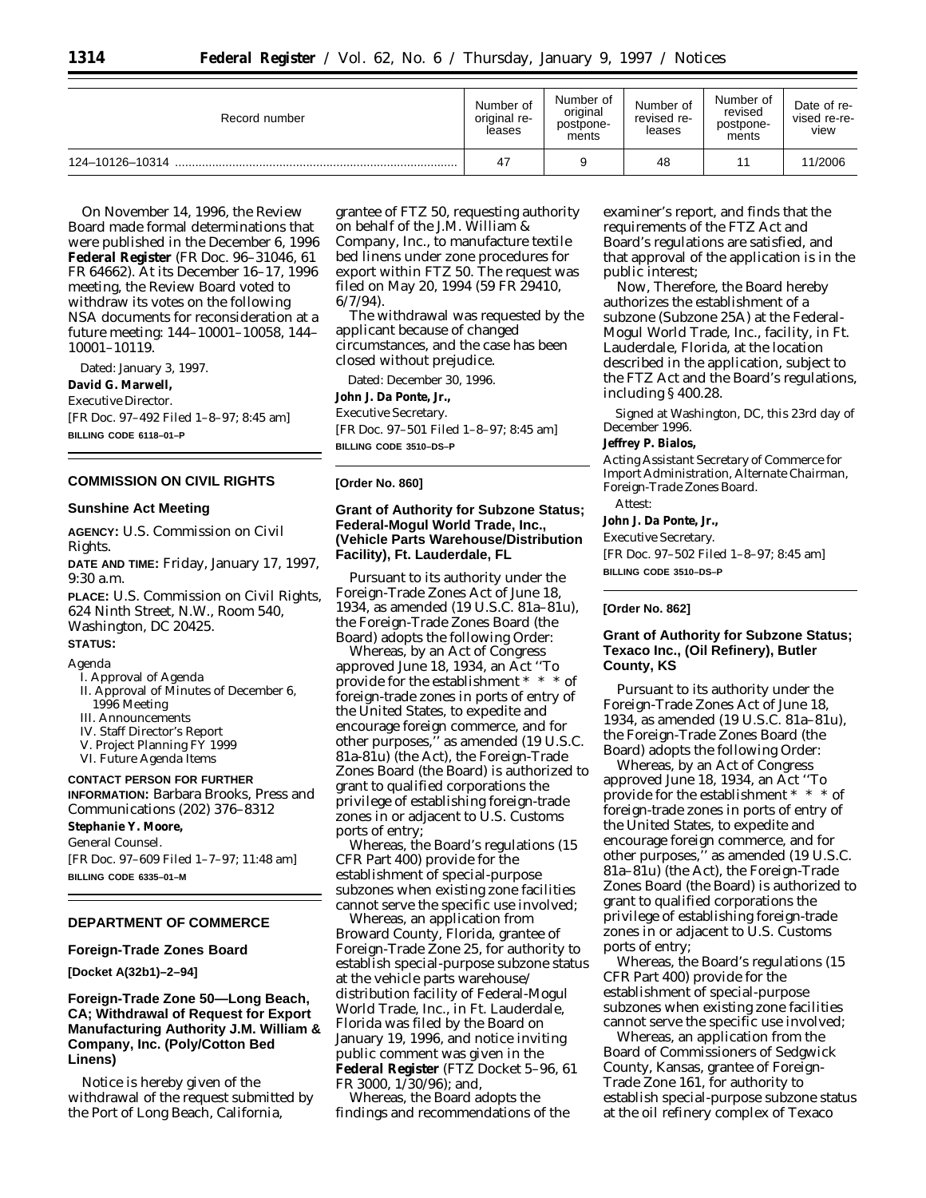| Record number | Number of original releases | Number of original postponements | Number of revised releases | Number of revised postponements | Date of revised review |
|---|---|---|---|---|---|
| 124–10126–10314 | 47 | 9 | 48 | 11 | 11/2006 |

On November 14, 1996, the Review Board made formal determinations that were published in the December 6, 1996 **Federal Register** (FR Doc. 96–31046, 61 FR 64662). At its December 16–17, 1996 meeting, the Review Board voted to withdraw its votes on the following NSA documents for reconsideration at a future meeting: 144–10001–10058, 144–10001–10119.

Dated: January 3, 1997.

**David G. Marwell,**

*Executive Director.*

[FR Doc. 97–492 Filed 1–8–97; 8:45 am]

**BILLING CODE 6118–01–P**

## COMMISSION ON CIVIL RIGHTS

### Sunshine Act Meeting

**AGENCY:** U.S. Commission on Civil Rights.

**DATE AND TIME:** Friday, January 17, 1997, 9:30 a.m.

**PLACE:** U.S. Commission on Civil Rights, 624 Ninth Street, N.W., Room 540, Washington, DC 20425.

**STATUS:**

Agenda

I. Approval of Agenda
II. Approval of Minutes of December 6, 1996 Meeting
III. Announcements
IV. Staff Director's Report
V. Project Planning FY 1999
VI. Future Agenda Items

**CONTACT PERSON FOR FURTHER INFORMATION:** Barbara Brooks, Press and Communications (202) 376–8312

**Stephanie Y. Moore,**

*General Counsel.*

[FR Doc. 97–609 Filed 1–7–97; 11:48 am]

**BILLING CODE 6335–01–M**

## DEPARTMENT OF COMMERCE

### Foreign-Trade Zones Board

**[Docket A(32b1)–2–94]**

### Foreign-Trade Zone 50—Long Beach, CA; Withdrawal of Request for Export Manufacturing Authority J.M. William & Company, Inc. (Poly/Cotton Bed Linens)

Notice is hereby given of the withdrawal of the request submitted by the Port of Long Beach, California, grantee of FTZ 50, requesting authority on behalf of the J.M. William & Company, Inc., to manufacture textile bed linens under zone procedures for export within FTZ 50. The request was filed on May 20, 1994 (59 FR 29410, 6/7/94).

The withdrawal was requested by the applicant because of changed circumstances, and the case has been closed without prejudice.

Dated: December 30, 1996.

**John J. Da Ponte, Jr.,**

*Executive Secretary.*

[FR Doc. 97–501 Filed 1–8–97; 8:45 am]

**BILLING CODE 3510–DS–P**

**[Order No. 860]**

### Grant of Authority for Subzone Status; Federal-Mogul World Trade, Inc., (Vehicle Parts Warehouse/Distribution Facility), Ft. Lauderdale, FL

Pursuant to its authority under the Foreign-Trade Zones Act of June 18, 1934, as amended (19 U.S.C. 81a–81u), the Foreign-Trade Zones Board (the Board) adopts the following Order:

Whereas, by an Act of Congress approved June 18, 1934, an Act ''To provide for the establishment * * * of foreign-trade zones in ports of entry of the United States, to expedite and encourage foreign commerce, and for other purposes,'' as amended (19 U.S.C. 81a-81u) (the Act), the Foreign-Trade Zones Board (the Board) is authorized to grant to qualified corporations the privilege of establishing foreign-trade zones in or adjacent to U.S. Customs ports of entry;

Whereas, the Board's regulations (15 CFR Part 400) provide for the establishment of special-purpose subzones when existing zone facilities cannot serve the specific use involved;

Whereas, an application from Broward County, Florida, grantee of Foreign-Trade Zone 25, for authority to establish special-purpose subzone status at the vehicle parts warehouse/distribution facility of Federal-Mogul World Trade, Inc., in Ft. Lauderdale, Florida was filed by the Board on January 19, 1996, and notice inviting public comment was given in the **Federal Register** (FTZ Docket 5–96, 61 FR 3000, 1/30/96); and,

Whereas, the Board adopts the findings and recommendations of the examiner's report, and finds that the requirements of the FTZ Act and Board's regulations are satisfied, and that approval of the application is in the public interest;

Now, Therefore, the Board hereby authorizes the establishment of a subzone (Subzone 25A) at the Federal-Mogul World Trade, Inc., facility, in Ft. Lauderdale, Florida, at the location described in the application, subject to the FTZ Act and the Board's regulations, including § 400.28.

Signed at Washington, DC, this 23rd day of December 1996.

**Jeffrey P. Bialos,**

*Acting Assistant Secretary of Commerce for Import Administration, Alternate Chairman, Foreign-Trade Zones Board.*

Attest:

**John J. Da Ponte, Jr.,**

*Executive Secretary.*

[FR Doc. 97–502 Filed 1–8–97; 8:45 am]

**BILLING CODE 3510–DS–P**

**[Order No. 862]**

### Grant of Authority for Subzone Status; Texaco Inc., (Oil Refinery), Butler County, KS

Pursuant to its authority under the Foreign-Trade Zones Act of June 18, 1934, as amended (19 U.S.C. 81a–81u), the Foreign-Trade Zones Board (the Board) adopts the following Order:

Whereas, by an Act of Congress approved June 18, 1934, an Act ''To provide for the establishment * * * of foreign-trade zones in ports of entry of the United States, to expedite and encourage foreign commerce, and for other purposes,'' as amended (19 U.S.C. 81a–81u) (the Act), the Foreign-Trade Zones Board (the Board) is authorized to grant to qualified corporations the privilege of establishing foreign-trade zones in or adjacent to U.S. Customs ports of entry;

Whereas, the Board's regulations (15 CFR Part 400) provide for the establishment of special-purpose subzones when existing zone facilities cannot serve the specific use involved;

Whereas, an application from the Board of Commissioners of Sedgwick County, Kansas, grantee of Foreign-Trade Zone 161, for authority to establish special-purpose subzone status at the oil refinery complex of Texaco